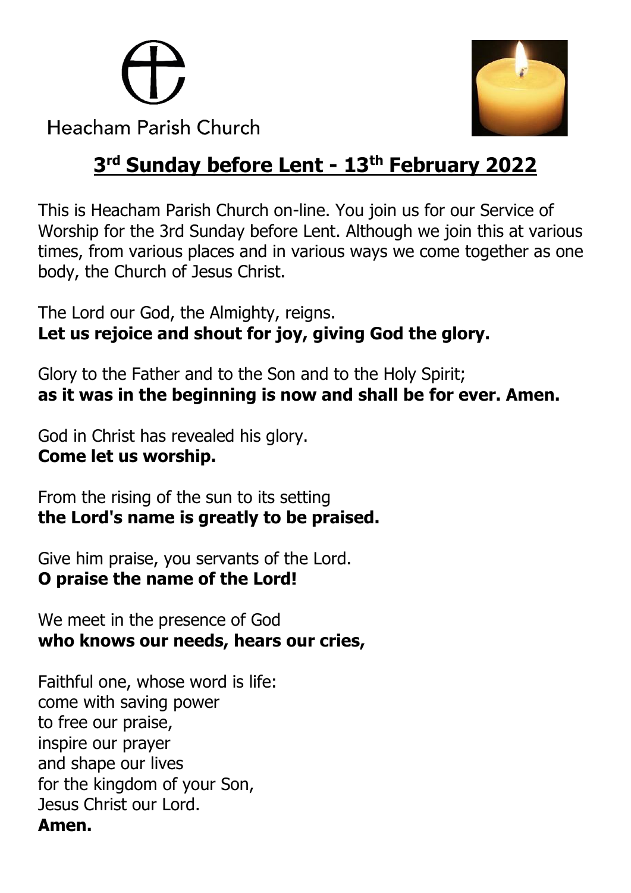Heacham Parish Church

# 3rd Sunday before Lent - 13th February 2022

This is Heacham Parish Church on-line. You join us for our Service of Worship for the 3rd Sunday before Lent. Although we join this at various times, from various places and in various ways we come together as one body, the Church of Jesus Christ.

The Lord our God, the Almighty, reigns.
**Let us rejoice and shout for joy, giving God the glory.**

Glory to the Father and to the Son and to the Holy Spirit;
**as it was in the beginning is now and shall be for ever. Amen.**

God in Christ has revealed his glory.
**Come let us worship.**

From the rising of the sun to its setting
**the Lord's name is greatly to be praised.**

Give him praise, you servants of the Lord.
**O praise the name of the Lord!**

We meet in the presence of God
**who knows our needs, hears our cries,**

Faithful one, whose word is life:
come with saving power
to free our praise,
inspire our prayer
and shape our lives
for the kingdom of your Son,
Jesus Christ our Lord.
**Amen.**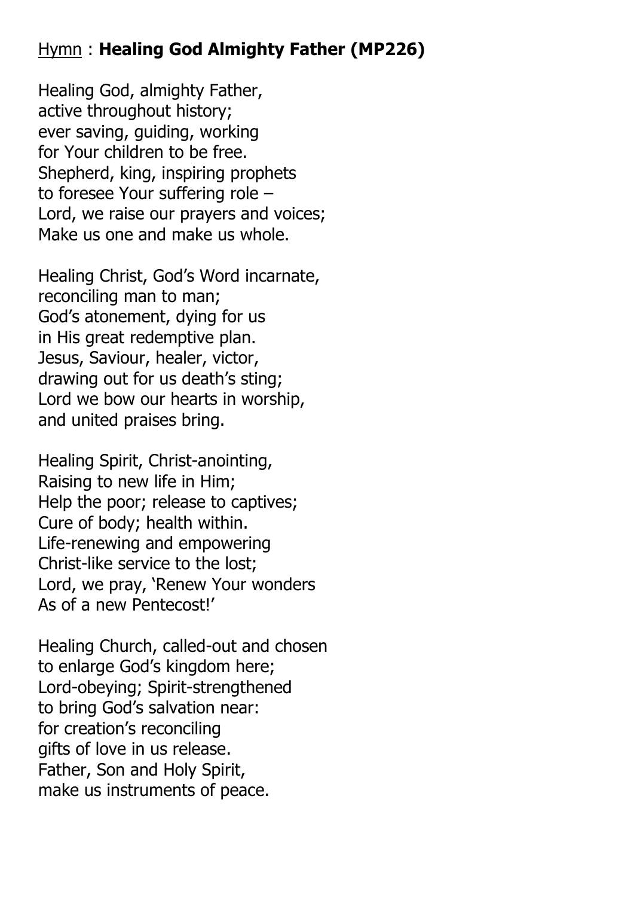Hymn : **Healing God Almighty Father (MP226)**

Healing God, almighty Father,
active throughout history;
ever saving, guiding, working
for Your children to be free.
Shepherd, king, inspiring prophets
to foresee Your suffering role –
Lord, we raise our prayers and voices;
Make us one and make us whole.

Healing Christ, God's Word incarnate,
reconciling man to man;
God's atonement, dying for us
in His great redemptive plan.
Jesus, Saviour, healer, victor,
drawing out for us death's sting;
Lord we bow our hearts in worship,
and united praises bring.

Healing Spirit, Christ-anointing,
Raising to new life in Him;
Help the poor; release to captives;
Cure of body; health within.
Life-renewing and empowering
Christ-like service to the lost;
Lord, we pray, 'Renew Your wonders
As of a new Pentecost!'

Healing Church, called-out and chosen
to enlarge God's kingdom here;
Lord-obeying; Spirit-strengthened
to bring God's salvation near:
for creation's reconciling
gifts of love in us release.
Father, Son and Holy Spirit,
make us instruments of peace.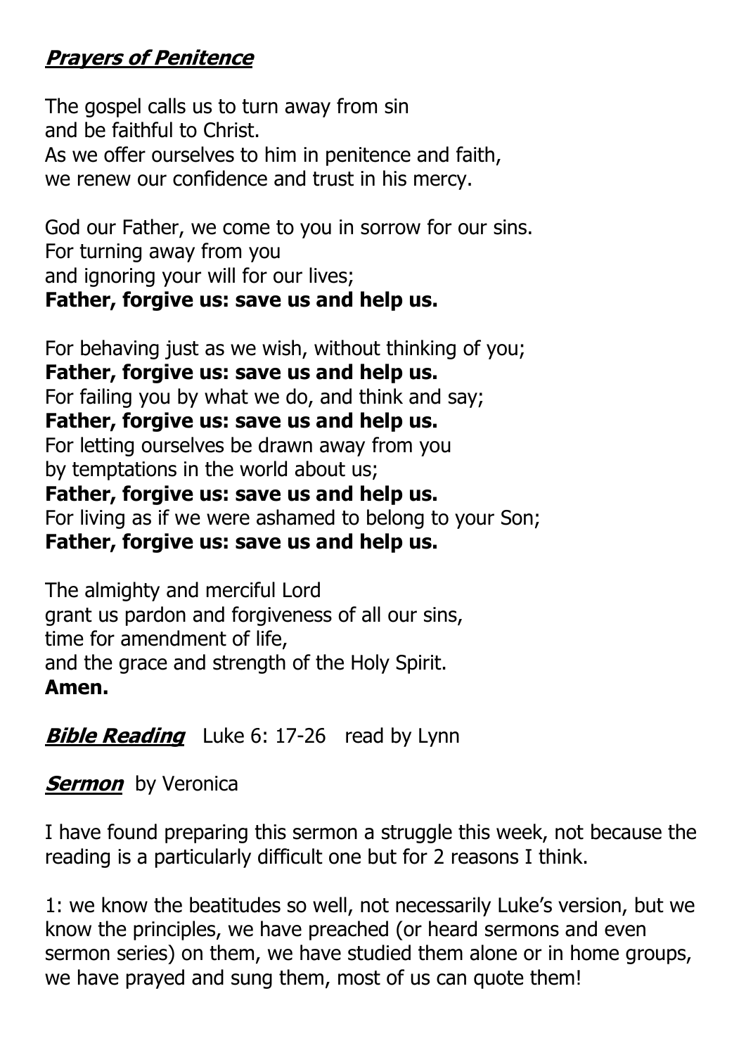***Prayers of Penitence***

The gospel calls us to turn away from sin
and be faithful to Christ.
As we offer ourselves to him in penitence and faith,
we renew our confidence and trust in his mercy.

God our Father, we come to you in sorrow for our sins.
For turning away from you
and ignoring your will for our lives;
**Father, forgive us: save us and help us.**

For behaving just as we wish, without thinking of you;
**Father, forgive us: save us and help us.**
For failing you by what we do, and think and say;
**Father, forgive us: save us and help us.**
For letting ourselves be drawn away from you
by temptations in the world about us;
**Father, forgive us: save us and help us.**
For living as if we were ashamed to belong to your Son;
**Father, forgive us: save us and help us.**

The almighty and merciful Lord
grant us pardon and forgiveness of all our sins,
time for amendment of life,
and the grace and strength of the Holy Spirit.
**Amen.**

***Bible Reading*** Luke 6: 17-26 read by Lynn

***Sermon*** by Veronica

I have found preparing this sermon a struggle this week, not because the reading is a particularly difficult one but for 2 reasons I think.

1: we know the beatitudes so well, not necessarily Luke's version, but we know the principles, we have preached (or heard sermons and even sermon series) on them, we have studied them alone or in home groups, we have prayed and sung them, most of us can quote them!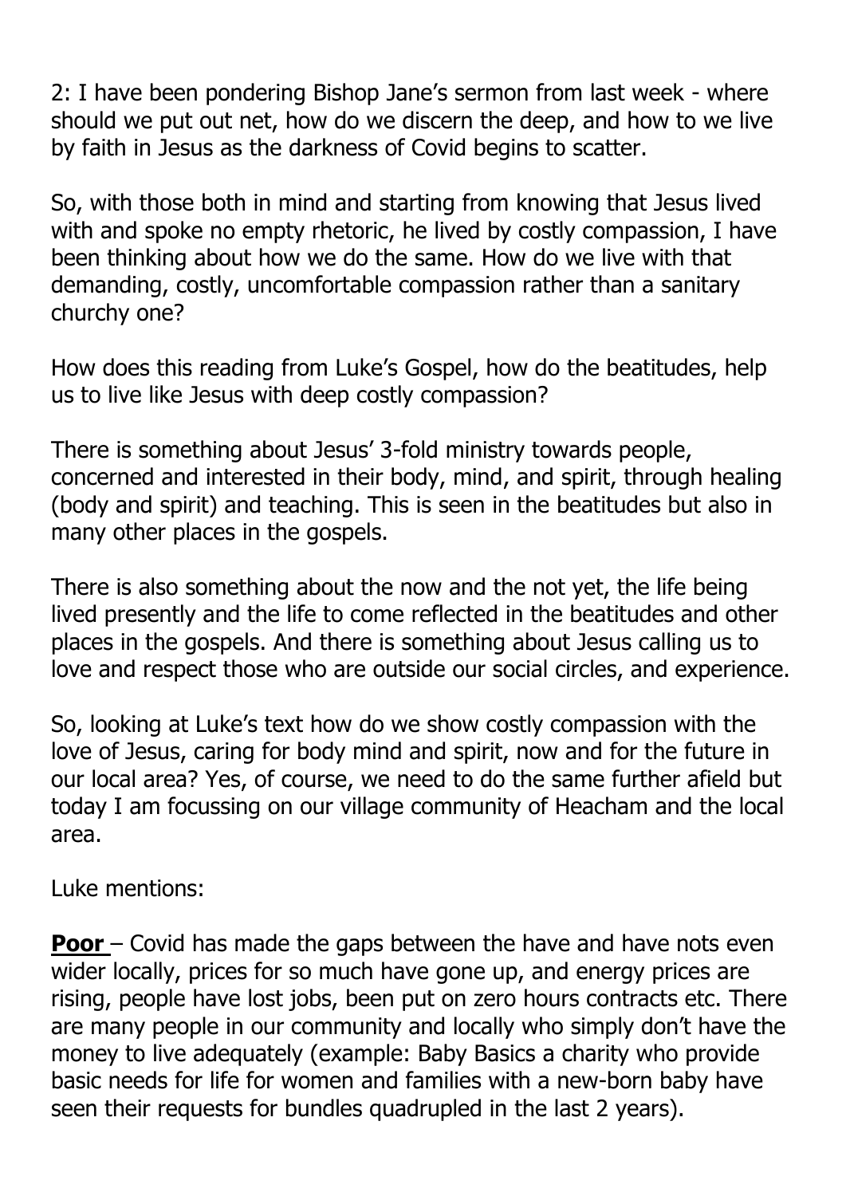2: I have been pondering Bishop Jane's sermon from last week - where should we put out net, how do we discern the deep, and how to we live by faith in Jesus as the darkness of Covid begins to scatter.

So, with those both in mind and starting from knowing that Jesus lived with and spoke no empty rhetoric, he lived by costly compassion, I have been thinking about how we do the same. How do we live with that demanding, costly, uncomfortable compassion rather than a sanitary churchy one?

How does this reading from Luke's Gospel, how do the beatitudes, help us to live like Jesus with deep costly compassion?

There is something about Jesus' 3-fold ministry towards people, concerned and interested in their body, mind, and spirit, through healing (body and spirit) and teaching. This is seen in the beatitudes but also in many other places in the gospels.

There is also something about the now and the not yet, the life being lived presently and the life to come reflected in the beatitudes and other places in the gospels. And there is something about Jesus calling us to love and respect those who are outside our social circles, and experience.

So, looking at Luke's text how do we show costly compassion with the love of Jesus, caring for body mind and spirit, now and for the future in our local area? Yes, of course, we need to do the same further afield but today I am focussing on our village community of Heacham and the local area.

Luke mentions:

**Poor** – Covid has made the gaps between the have and have nots even wider locally, prices for so much have gone up, and energy prices are rising, people have lost jobs, been put on zero hours contracts etc. There are many people in our community and locally who simply don't have the money to live adequately (example: Baby Basics a charity who provide basic needs for life for women and families with a new-born baby have seen their requests for bundles quadrupled in the last 2 years).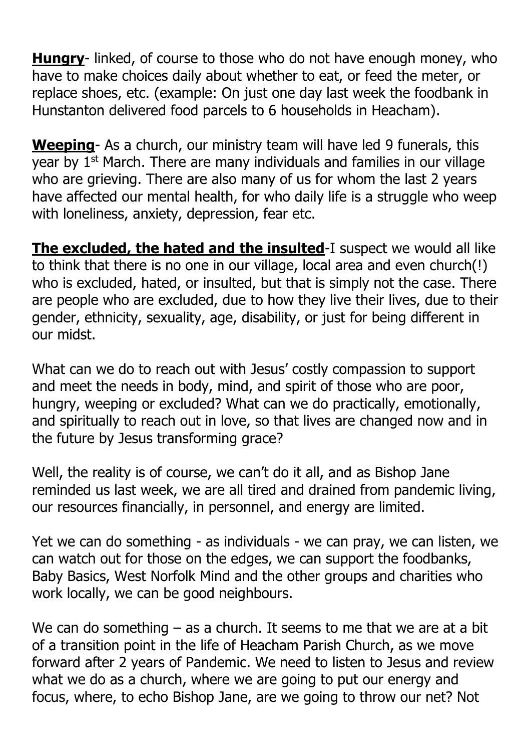**<u>Hungry</u>**- linked, of course to those who do not have enough money, who have to make choices daily about whether to eat, or feed the meter, or replace shoes, etc. (example: On just one day last week the foodbank in Hunstanton delivered food parcels to 6 households in Heacham).

**<u>Weeping</u>**- As a church, our ministry team will have led 9 funerals, this year by 1st March. There are many individuals and families in our village who are grieving. There are also many of us for whom the last 2 years have affected our mental health, for who daily life is a struggle who weep with loneliness, anxiety, depression, fear etc.

**<u>The excluded, the hated and the insulted</u>**-I suspect we would all like to think that there is no one in our village, local area and even church(!) who is excluded, hated, or insulted, but that is simply not the case. There are people who are excluded, due to how they live their lives, due to their gender, ethnicity, sexuality, age, disability, or just for being different in our midst.

What can we do to reach out with Jesus' costly compassion to support and meet the needs in body, mind, and spirit of those who are poor, hungry, weeping or excluded? What can we do practically, emotionally, and spiritually to reach out in love, so that lives are changed now and in the future by Jesus transforming grace?

Well, the reality is of course, we can't do it all, and as Bishop Jane reminded us last week, we are all tired and drained from pandemic living, our resources financially, in personnel, and energy are limited.

Yet we can do something - as individuals - we can pray, we can listen, we can watch out for those on the edges, we can support the foodbanks, Baby Basics, West Norfolk Mind and the other groups and charities who work locally, we can be good neighbours.

We can do something – as a church. It seems to me that we are at a bit of a transition point in the life of Heacham Parish Church, as we move forward after 2 years of Pandemic. We need to listen to Jesus and review what we do as a church, where we are going to put our energy and focus, where, to echo Bishop Jane, are we going to throw our net? Not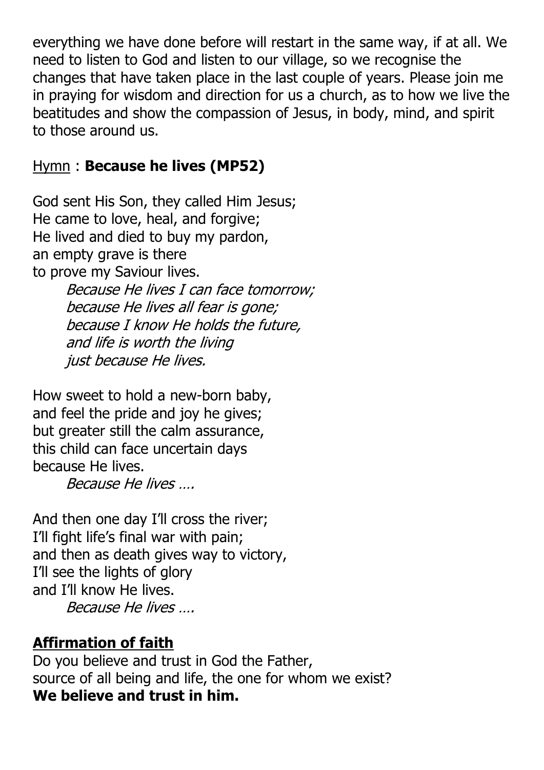everything we have done before will restart in the same way, if at all. We need to listen to God and listen to our village, so we recognise the changes that have taken place in the last couple of years. Please join me in praying for wisdom and direction for us a church, as to how we live the beatitudes and show the compassion of Jesus, in body, mind, and spirit to those around us.

<u>Hymn</u> : **Because he lives (MP52)**

God sent His Son, they called Him Jesus;
He came to love, heal, and forgive;
He lived and died to buy my pardon,
an empty grave is there
to prove my Saviour lives.

*Because He lives I can face tomorrow;*
*because He lives all fear is gone;*
*because I know He holds the future,*
*and life is worth the living*
*just because He lives.*

How sweet to hold a new-born baby,
and feel the pride and joy he gives;
but greater still the calm assurance,
this child can face uncertain days
because He lives.

*Because He lives ….*

And then one day I'll cross the river;
I'll fight life's final war with pain;
and then as death gives way to victory,
I'll see the lights of glory
and I'll know He lives.

*Because He lives ….*

**Affirmation of faith**

Do you believe and trust in God the Father,
source of all being and life, the one for whom we exist?
**We believe and trust in him.**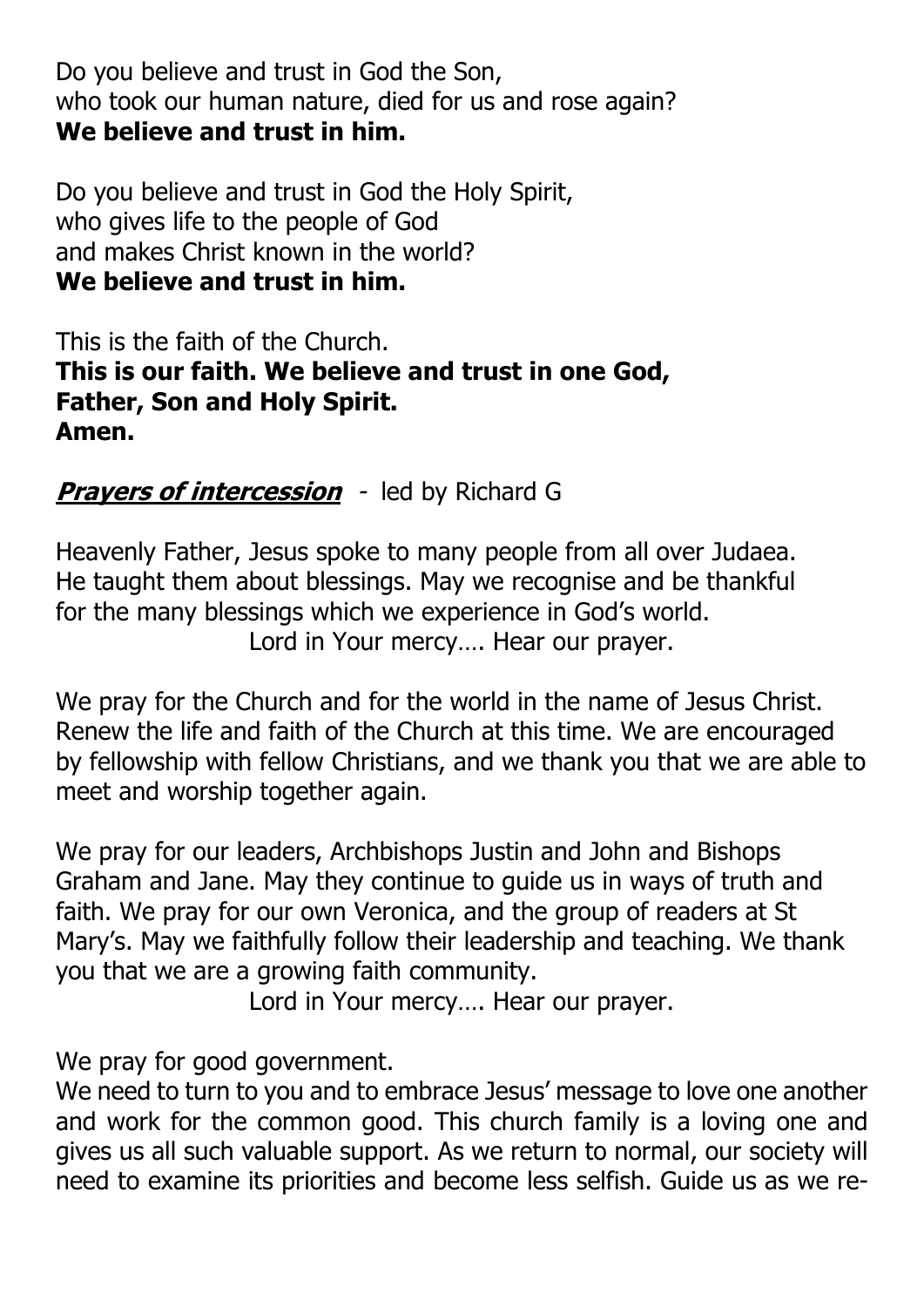Do you believe and trust in God the Son,
who took our human nature, died for us and rose again?
**We believe and trust in him.**

Do you believe and trust in God the Holy Spirit,
who gives life to the people of God
and makes Christ known in the world?
**We believe and trust in him.**

This is the faith of the Church.
**This is our faith. We believe and trust in one God,**
**Father, Son and Holy Spirit.**
**Amen.**

***Prayers of intercession*** - led by Richard G

Heavenly Father, Jesus spoke to many people from all over Judaea. He taught them about blessings. May we recognise and be thankful for the many blessings which we experience in God's world.
Lord in Your mercy…. Hear our prayer.

We pray for the Church and for the world in the name of Jesus Christ. Renew the life and faith of the Church at this time. We are encouraged by fellowship with fellow Christians, and we thank you that we are able to meet and worship together again.

We pray for our leaders, Archbishops Justin and John and Bishops Graham and Jane. May they continue to guide us in ways of truth and faith. We pray for our own Veronica, and the group of readers at St Mary's. May we faithfully follow their leadership and teaching. We thank you that we are a growing faith community.
Lord in Your mercy…. Hear our prayer.

We pray for good government.
We need to turn to you and to embrace Jesus' message to love one another and work for the common good. This church family is a loving one and gives us all such valuable support. As we return to normal, our society will need to examine its priorities and become less selfish. Guide us as we re-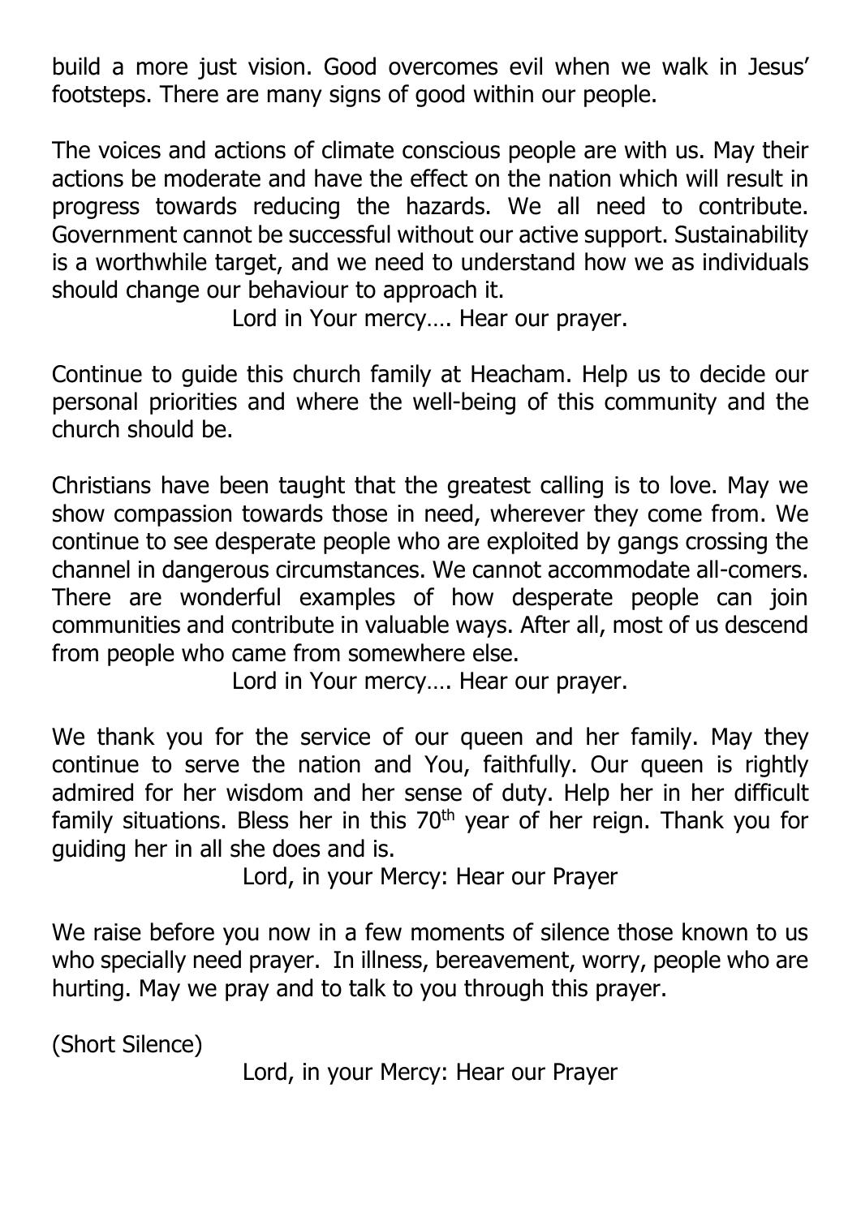build a more just vision. Good overcomes evil when we walk in Jesus' footsteps. There are many signs of good within our people.

The voices and actions of climate conscious people are with us. May their actions be moderate and have the effect on the nation which will result in progress towards reducing the hazards. We all need to contribute. Government cannot be successful without our active support. Sustainability is a worthwhile target, and we need to understand how we as individuals should change our behaviour to approach it.

Lord in Your mercy…. Hear our prayer.

Continue to guide this church family at Heacham. Help us to decide our personal priorities and where the well-being of this community and the church should be.

Christians have been taught that the greatest calling is to love. May we show compassion towards those in need, wherever they come from. We continue to see desperate people who are exploited by gangs crossing the channel in dangerous circumstances. We cannot accommodate all-comers. There are wonderful examples of how desperate people can join communities and contribute in valuable ways. After all, most of us descend from people who came from somewhere else.

Lord in Your mercy…. Hear our prayer.

We thank you for the service of our queen and her family. May they continue to serve the nation and You, faithfully. Our queen is rightly admired for her wisdom and her sense of duty. Help her in her difficult family situations. Bless her in this 70th year of her reign. Thank you for guiding her in all she does and is.

Lord, in your Mercy: Hear our Prayer

We raise before you now in a few moments of silence those known to us who specially need prayer. In illness, bereavement, worry, people who are hurting. May we pray and to talk to you through this prayer.

(Short Silence)

Lord, in your Mercy: Hear our Prayer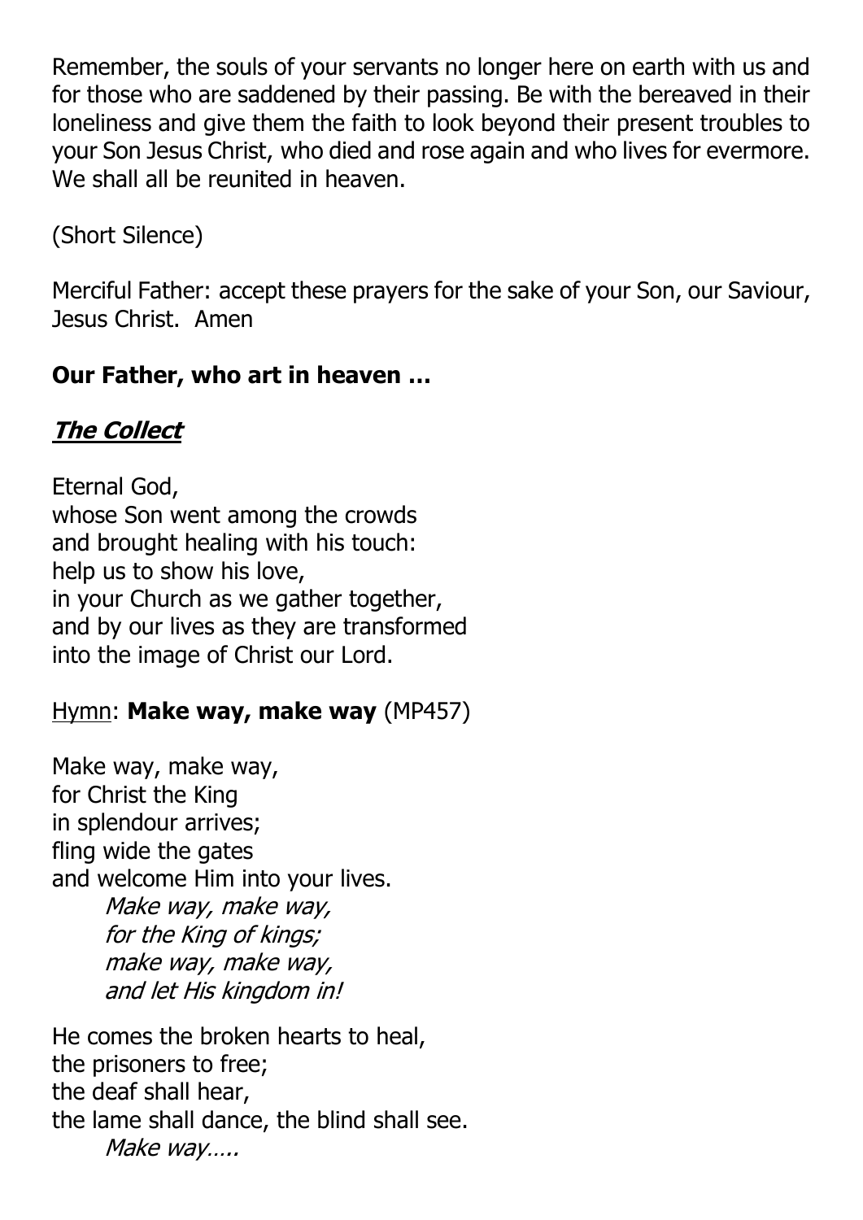Remember, the souls of your servants no longer here on earth with us and for those who are saddened by their passing. Be with the bereaved in their loneliness and give them the faith to look beyond their present troubles to your Son Jesus Christ, who died and rose again and who lives for evermore. We shall all be reunited in heaven.

(Short Silence)

Merciful Father: accept these prayers for the sake of your Son, our Saviour, Jesus Christ.  Amen

**Our Father, who art in heaven …**

***The Collect***

Eternal God,
whose Son went among the crowds
and brought healing with his touch:
help us to show his love,
in your Church as we gather together,
and by our lives as they are transformed
into the image of Christ our Lord.

Hymn: **Make way, make way** (MP457)

Make way, make way,
for Christ the King
in splendour arrives;
fling wide the gates
and welcome Him into your lives.

*Make way, make way,*
*for the King of kings;*
*make way, make way,*
*and let His kingdom in!*

He comes the broken hearts to heal,
the prisoners to free;
the deaf shall hear,
the lame shall dance, the blind shall see.

*Make way…..*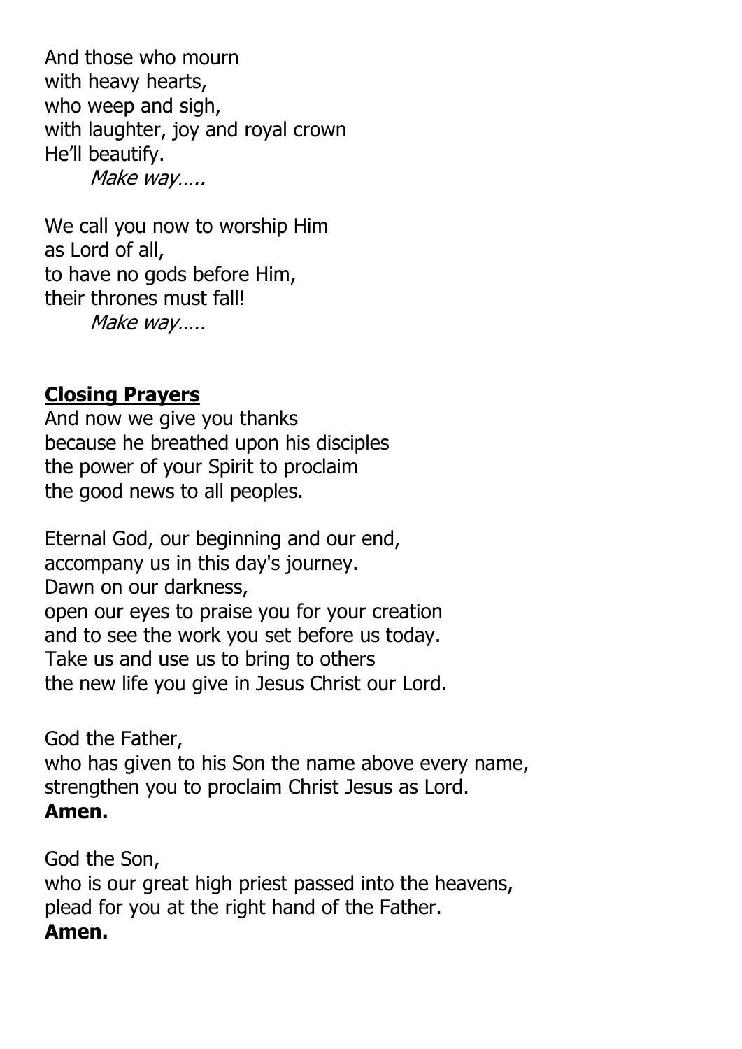And those who mourn  
with heavy hearts,  
who weep and sigh,  
with laughter, joy and royal crown  
He'll beautify.  
*Make way…..*

We call you now to worship Him  
as Lord of all,  
to have no gods before Him,  
their thrones must fall!  
*Make way…..*

**Closing Prayers**

And now we give you thanks  
because he breathed upon his disciples  
the power of your Spirit to proclaim  
the good news to all peoples.

Eternal God, our beginning and our end,  
accompany us in this day's journey.  
Dawn on our darkness,  
open our eyes to praise you for your creation  
and to see the work you set before us today.  
Take us and use us to bring to others  
the new life you give in Jesus Christ our Lord.

God the Father,  
who has given to his Son the name above every name,  
strengthen you to proclaim Christ Jesus as Lord.  
**Amen.**

God the Son,  
who is our great high priest passed into the heavens,  
plead for you at the right hand of the Father.  
**Amen.**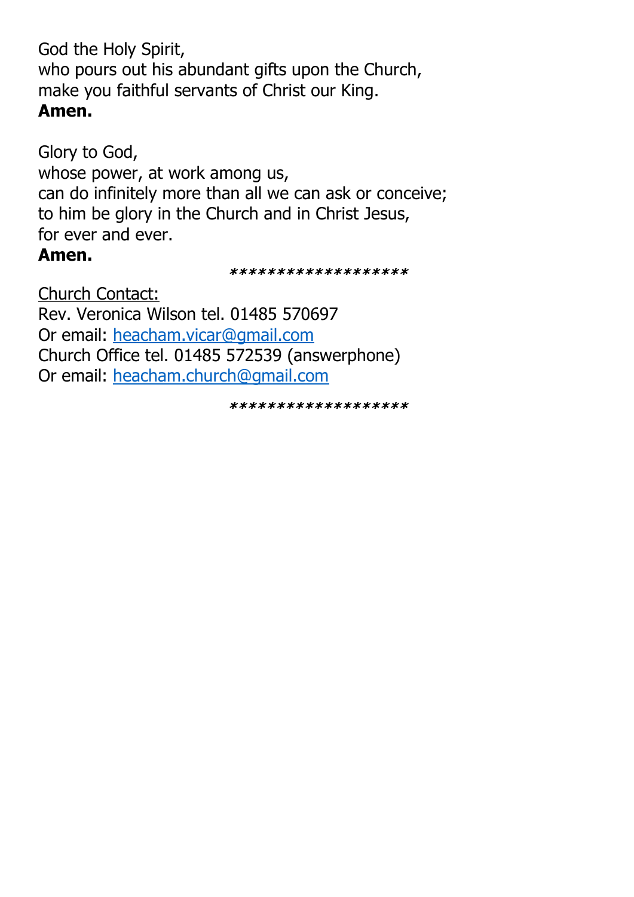God the Holy Spirit,
who pours out his abundant gifts upon the Church,
make you faithful servants of Christ our King.
**Amen.**

Glory to God,
whose power, at work among us,
can do infinitely more than all we can ask or conceive;
to him be glory in the Church and in Christ Jesus,
for ever and ever.
**Amen.**

*******************

Church Contact:
Rev. Veronica Wilson tel. 01485 570697
Or email: heacham.vicar@gmail.com
Church Office tel. 01485 572539 (answerphone)
Or email: heacham.church@gmail.com

*******************